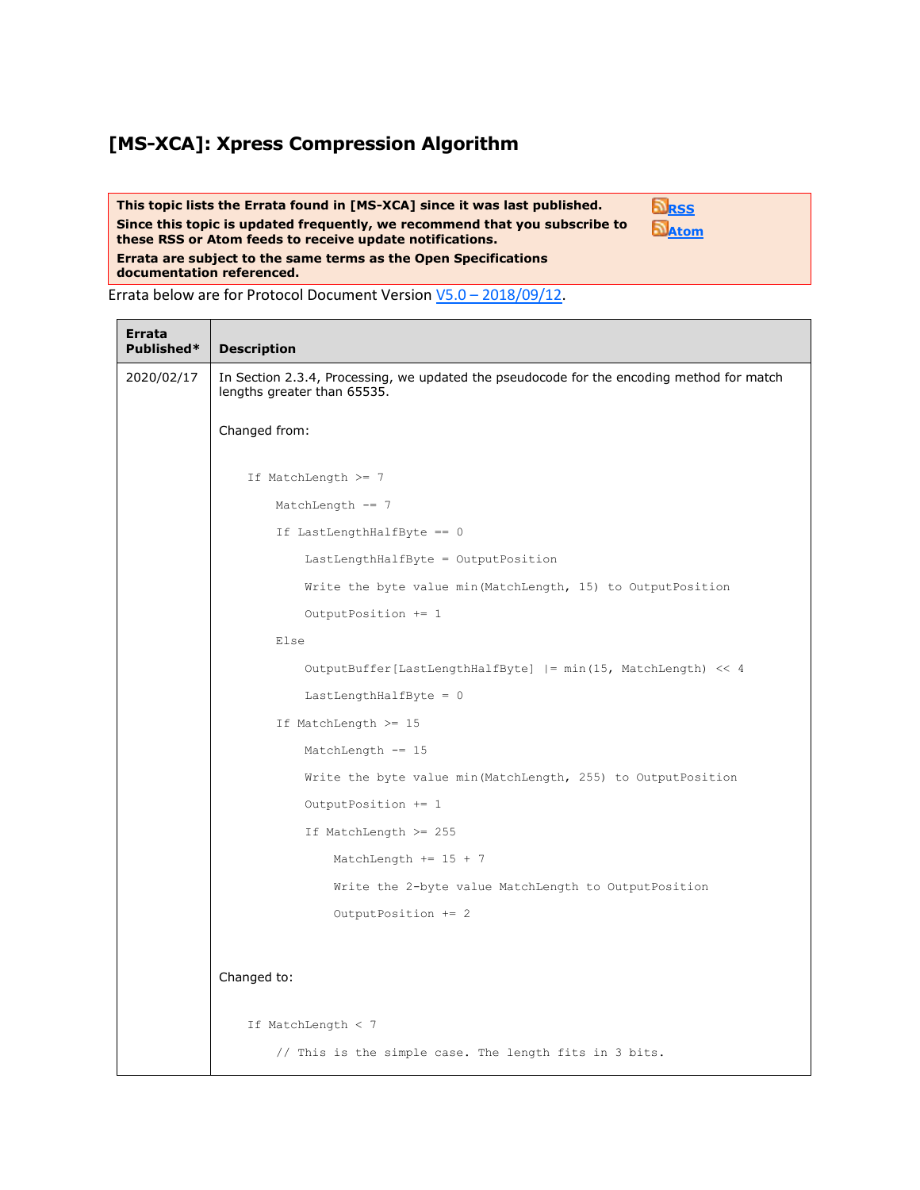# [MS-XCA]: Xpress Compression Algorithm

**This topic lists the Errata found in [MS-XCA] since it was last published.**
**Since this topic is updated frequently, we recommend that you subscribe to these RSS or Atom feeds to receive update notifications.**
**Errata are subject to the same terms as the Open Specifications documentation referenced.**

[RSS](#)
[Atom](#)

Errata below are for Protocol Document Version [V5.0 – 2018/09/12](#).

| Errata Published* | Description |
|---|---|
| 2020/02/17 | In Section 2.3.4, Processing, we updated the pseudocode for the encoding method for match lengths greater than 65535.<br><br>Changed from:<br><br>`If MatchLength >= 7`<br>`    MatchLength -= 7`<br>`    If LastLengthHalfByte == 0`<br>`        LastLengthHalfByte = OutputPosition`<br>`        Write the byte value min(MatchLength, 15) to OutputPosition`<br>`        OutputPosition += 1`<br>`    Else`<br>`        OutputBuffer[LastLengthHalfByte] \|= min(15, MatchLength) << 4`<br>`        LastLengthHalfByte = 0`<br>`    If MatchLength >= 15`<br>`        MatchLength -= 15`<br>`        Write the byte value min(MatchLength, 255) to OutputPosition`<br>`        OutputPosition += 1`<br>`        If MatchLength >= 255`<br>`            MatchLength += 15 + 7`<br>`            Write the 2-byte value MatchLength to OutputPosition`<br>`            OutputPosition += 2`<br><br>Changed to:<br><br>`If MatchLength < 7`<br>`    // This is the simple case. The length fits in 3 bits.` |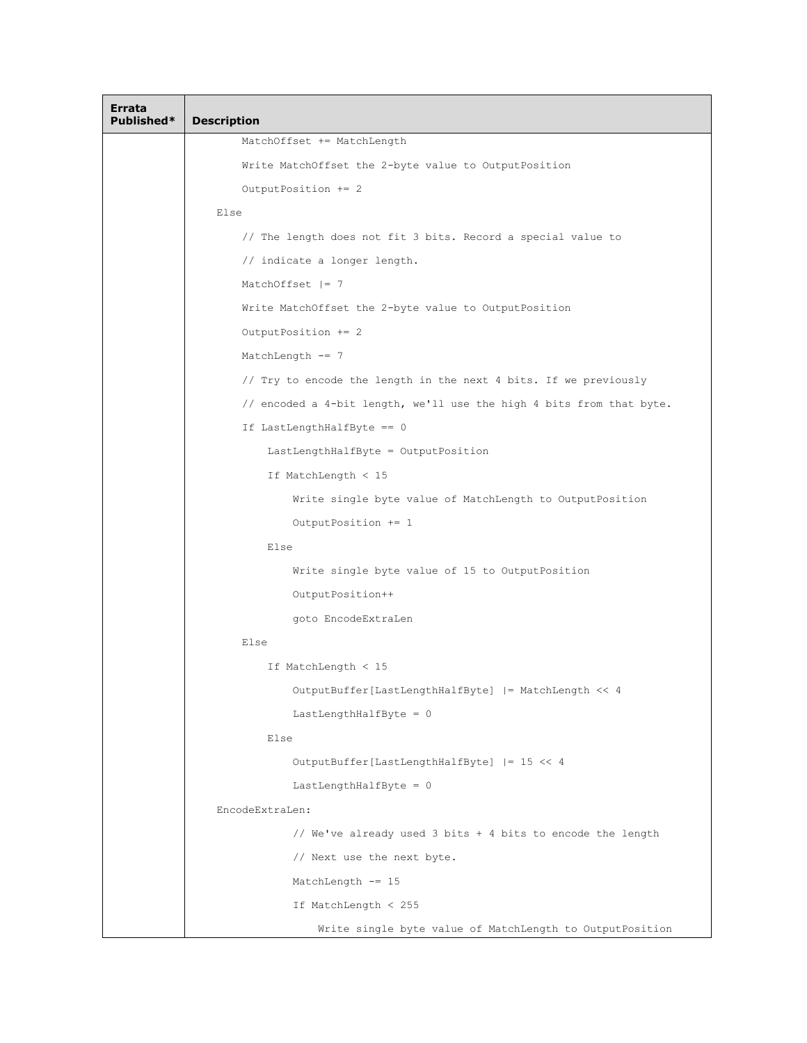| Errata Published* | Description |
| --- | --- |
| | MatchOffset += MatchLength |

```
        MatchOffset += MatchLength

        Write MatchOffset the 2-byte value to OutputPosition

        OutputPosition += 2

    Else

        // The length does not fit 3 bits. Record a special value to

        // indicate a longer length.

        MatchOffset |= 7

        Write MatchOffset the 2-byte value to OutputPosition

        OutputPosition += 2

        MatchLength -= 7

        // Try to encode the length in the next 4 bits. If we previously

        // encoded a 4-bit length, we'll use the high 4 bits from that byte.

        If LastLengthHalfByte == 0

            LastLengthHalfByte = OutputPosition

            If MatchLength < 15

                Write single byte value of MatchLength to OutputPosition

                OutputPosition += 1

            Else

                Write single byte value of 15 to OutputPosition

                OutputPosition++

                goto EncodeExtraLen

        Else

            If MatchLength < 15

                OutputBuffer[LastLengthHalfByte] |= MatchLength << 4

                LastLengthHalfByte = 0

            Else

                OutputBuffer[LastLengthHalfByte] |= 15 << 4

                LastLengthHalfByte = 0

    EncodeExtraLen:

                // We've already used 3 bits + 4 bits to encode the length

                // Next use the next byte.

                MatchLength -= 15

                If MatchLength < 255

                    Write single byte value of MatchLength to OutputPosition
```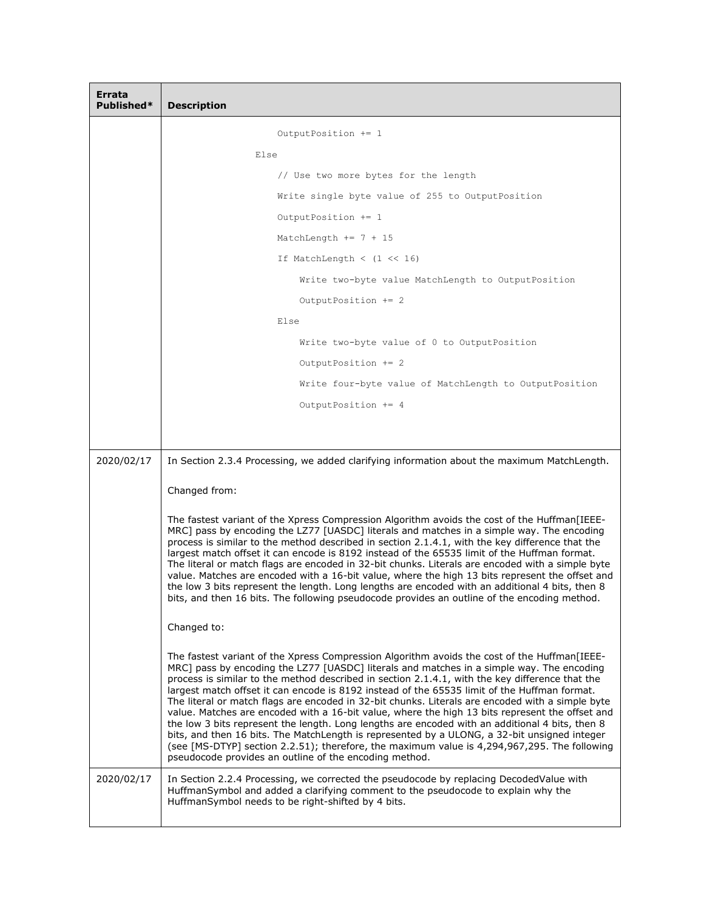| Errata Published* | Description |
| --- | --- |
| | `OutputPosition += 1`<br>`Else`<br>`// Use two more bytes for the length`<br>`Write single byte value of 255 to OutputPosition`<br>`OutputPosition += 1`<br>`MatchLength += 7 + 15`<br>`If MatchLength < (1 << 16)`<br>`Write two-byte value MatchLength to OutputPosition`<br>`OutputPosition += 2`<br>`Else`<br>`Write two-byte value of 0 to OutputPosition`<br>`OutputPosition += 2`<br>`Write four-byte value of MatchLength to OutputPosition`<br>`OutputPosition += 4` |
| 2020/02/17 | In Section 2.3.4 Processing, we added clarifying information about the maximum MatchLength.<br><br>Changed from:<br><br>The fastest variant of the Xpress Compression Algorithm avoids the cost of the Huffman[IEEE-MRC] pass by encoding the LZ77 [UASDC] literals and matches in a simple way. The encoding process is similar to the method described in section 2.1.4.1, with the key difference that the largest match offset it can encode is 8192 instead of the 65535 limit of the Huffman format. The literal or match flags are encoded in 32-bit chunks. Literals are encoded with a simple byte value. Matches are encoded with a 16-bit value, where the high 13 bits represent the offset and the low 3 bits represent the length. Long lengths are encoded with an additional 4 bits, then 8 bits, and then 16 bits. The following pseudocode provides an outline of the encoding method.<br><br>Changed to:<br><br>The fastest variant of the Xpress Compression Algorithm avoids the cost of the Huffman[IEEE-MRC] pass by encoding the LZ77 [UASDC] literals and matches in a simple way. The encoding process is similar to the method described in section 2.1.4.1, with the key difference that the largest match offset it can encode is 8192 instead of the 65535 limit of the Huffman format. The literal or match flags are encoded in 32-bit chunks. Literals are encoded with a simple byte value. Matches are encoded with a 16-bit value, where the high 13 bits represent the offset and the low 3 bits represent the length. Long lengths are encoded with an additional 4 bits, then 8 bits, and then 16 bits. The MatchLength is represented by a ULONG, a 32-bit unsigned integer (see [MS-DTYP] section 2.2.51); therefore, the maximum value is 4,294,967,295. The following pseudocode provides an outline of the encoding method. |
| 2020/02/17 | In Section 2.2.4 Processing, we corrected the pseudocode by replacing DecodedValue with HuffmanSymbol and added a clarifying comment to the pseudocode to explain why the HuffmanSymbol needs to be right-shifted by 4 bits. |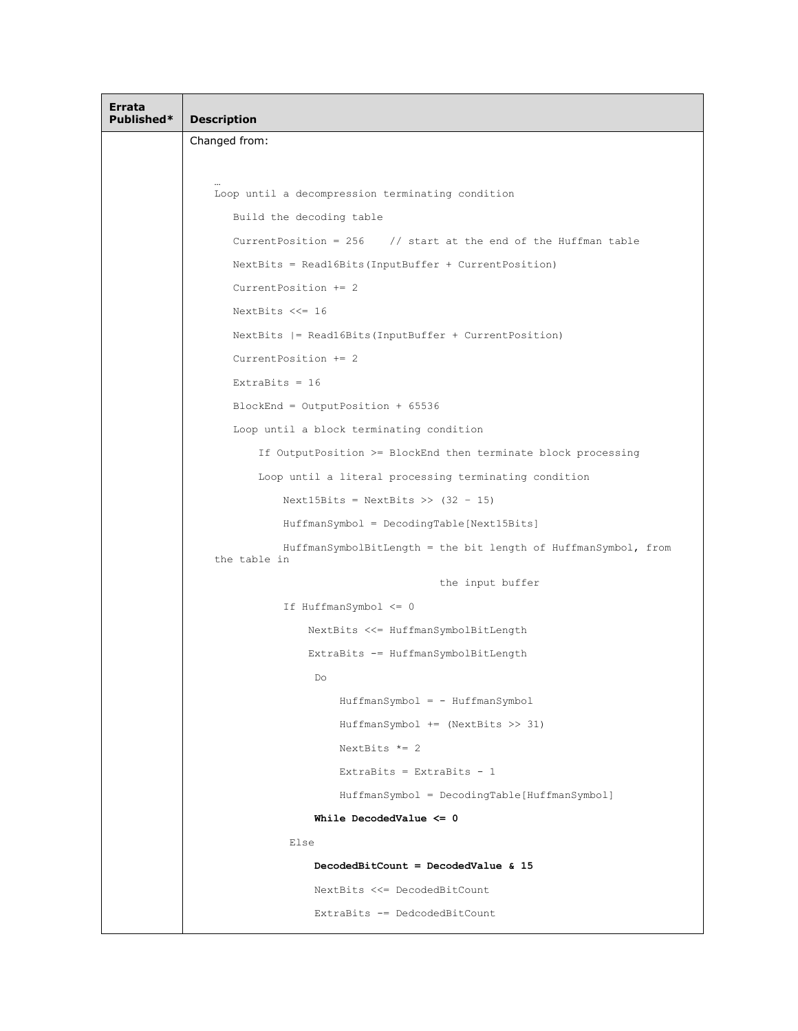| Errata Published* | Description |
|---|---|
| | Changed from: |

```
…
Loop until a decompression terminating condition
   Build the decoding table
   CurrentPosition = 256    // start at the end of the Huffman table
   NextBits = Read16Bits(InputBuffer + CurrentPosition)
   CurrentPosition += 2
   NextBits <<= 16
   NextBits |= Read16Bits(InputBuffer + CurrentPosition)
   CurrentPosition += 2
   ExtraBits = 16
   BlockEnd = OutputPosition + 65536
   Loop until a block terminating condition
       If OutputPosition >= BlockEnd then terminate block processing
       Loop until a literal processing terminating condition
           Next15Bits = NextBits >> (32 - 15)
           HuffmanSymbol = DecodingTable[Next15Bits]
           HuffmanSymbolBitLength = the bit length of HuffmanSymbol, from
the table in
                                    the input buffer
           If HuffmanSymbol <= 0
               NextBits <<= HuffmanSymbolBitLength
               ExtraBits -= HuffmanSymbolBitLength
                Do
                    HuffmanSymbol = - HuffmanSymbol
                    HuffmanSymbol += (NextBits >> 31)
                    NextBits *= 2
                    ExtraBits = ExtraBits - 1
                    HuffmanSymbol = DecodingTable[HuffmanSymbol]
                While DecodedValue <= 0
            Else
                DecodedBitCount = DecodedValue & 15
                NextBits <<= DecodedBitCount
                ExtraBits -= DedcodedBitCount
```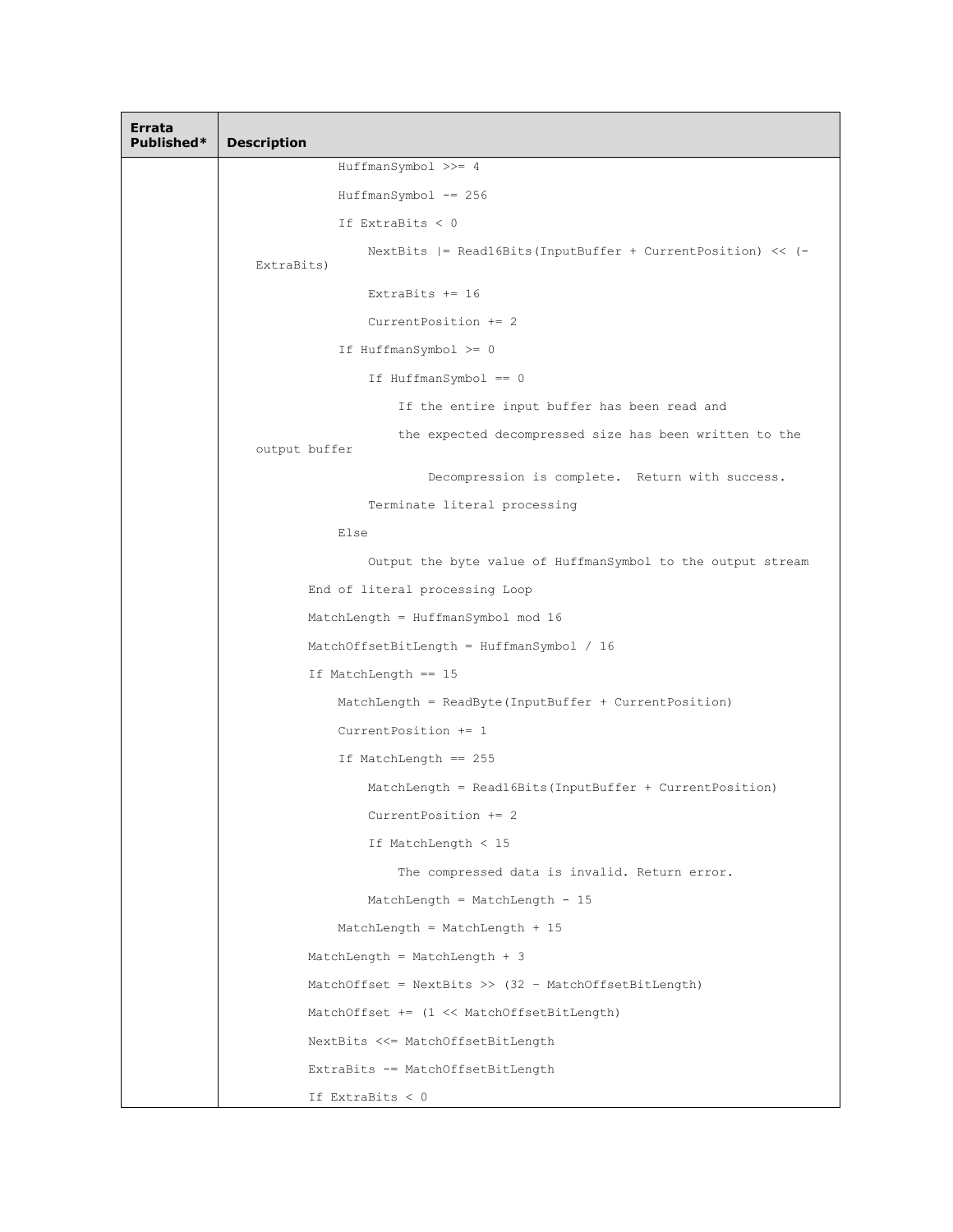| Errata Published* | Description |
|---|---|
| | ```
            HuffmanSymbol >>= 4
            HuffmanSymbol -= 256
            If ExtraBits < 0
                NextBits |= Read16Bits(InputBuffer + CurrentPosition) << (-ExtraBits)
                ExtraBits += 16
                CurrentPosition += 2
            If HuffmanSymbol >= 0
                If HuffmanSymbol == 0
                    If the entire input buffer has been read and
                    the expected decompressed size has been written to the output buffer
                        Decompression is complete.  Return with success.
                Terminate literal processing
            Else
                Output the byte value of HuffmanSymbol to the output stream
        End of literal processing Loop
        MatchLength = HuffmanSymbol mod 16
        MatchOffsetBitLength = HuffmanSymbol / 16
        If MatchLength == 15
            MatchLength = ReadByte(InputBuffer + CurrentPosition)
            CurrentPosition += 1
            If MatchLength == 255
                MatchLength = Read16Bits(InputBuffer + CurrentPosition)
                CurrentPosition += 2
                If MatchLength < 15
                    The compressed data is invalid. Return error.
                MatchLength = MatchLength - 15
            MatchLength = MatchLength + 15
        MatchLength = MatchLength + 3
        MatchOffset = NextBits >> (32 – MatchOffsetBitLength)
        MatchOffset += (1 << MatchOffsetBitLength)
        NextBits <<= MatchOffsetBitLength
        ExtraBits -= MatchOffsetBitLength
        If ExtraBits < 0
``` |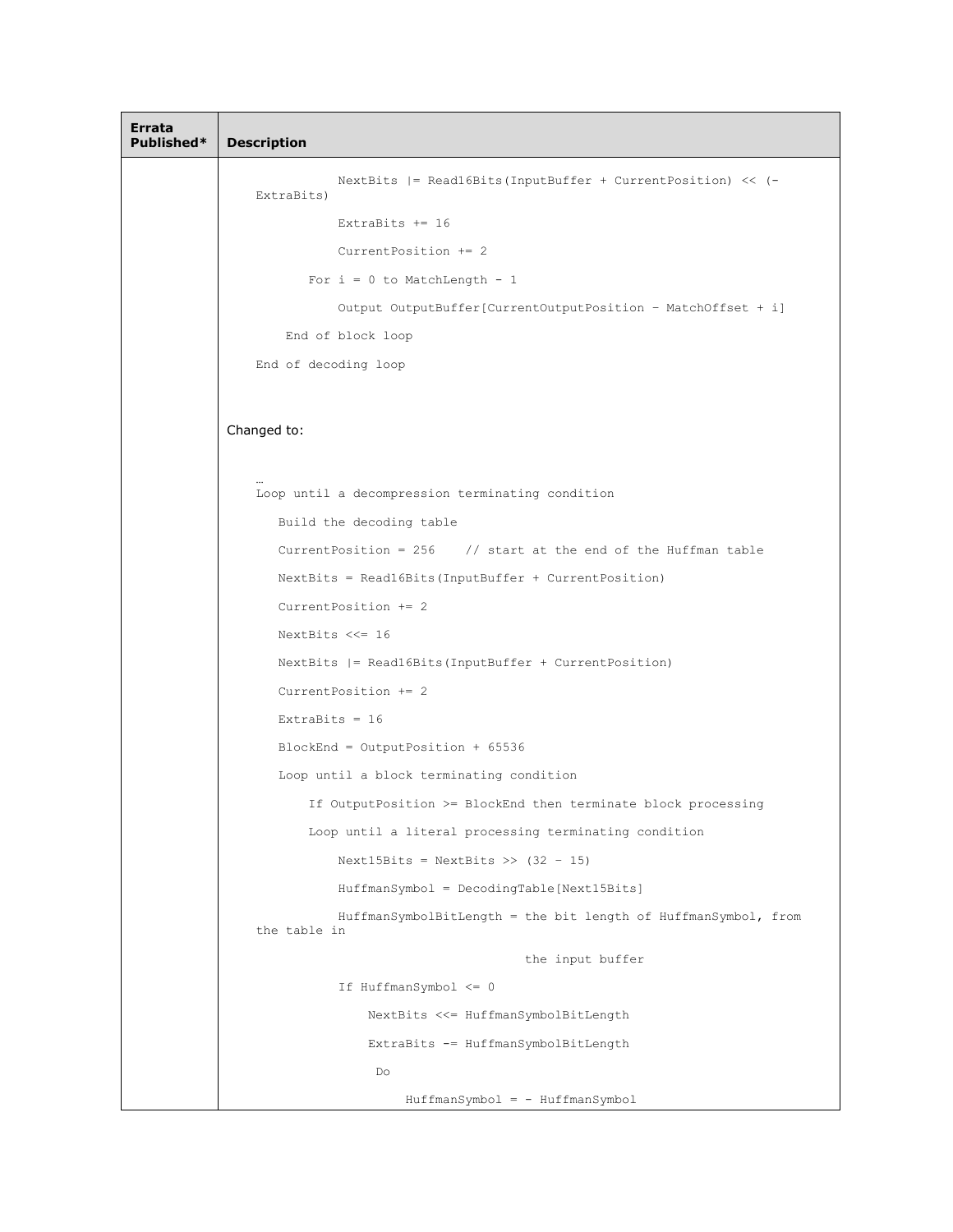| Errata Published* | Description |
|---|---|
| | (continued below) |

```
            NextBits |= Read16Bits(InputBuffer + CurrentPosition) << (-
    ExtraBits)

            ExtraBits += 16

            CurrentPosition += 2

        For i = 0 to MatchLength - 1

            Output OutputBuffer[CurrentOutputPosition – MatchOffset + i]

      End of block loop

    End of decoding loop
```

Changed to:

```
    …
    Loop until a decompression terminating condition

       Build the decoding table

       CurrentPosition = 256    // start at the end of the Huffman table

       NextBits = Read16Bits(InputBuffer + CurrentPosition)

       CurrentPosition += 2

       NextBits <<= 16

       NextBits |= Read16Bits(InputBuffer + CurrentPosition)

       CurrentPosition += 2

       ExtraBits = 16

       BlockEnd = OutputPosition + 65536

       Loop until a block terminating condition

           If OutputPosition >= BlockEnd then terminate block processing

           Loop until a literal processing terminating condition

               Next15Bits = NextBits >> (32 – 15)

               HuffmanSymbol = DecodingTable[Next15Bits]

               HuffmanSymbolBitLength = the bit length of HuffmanSymbol, from
    the table in

                                         the input buffer

               If HuffmanSymbol <= 0

                   NextBits <<= HuffmanSymbolBitLength

                   ExtraBits -= HuffmanSymbolBitLength

                    Do

                       HuffmanSymbol = - HuffmanSymbol
```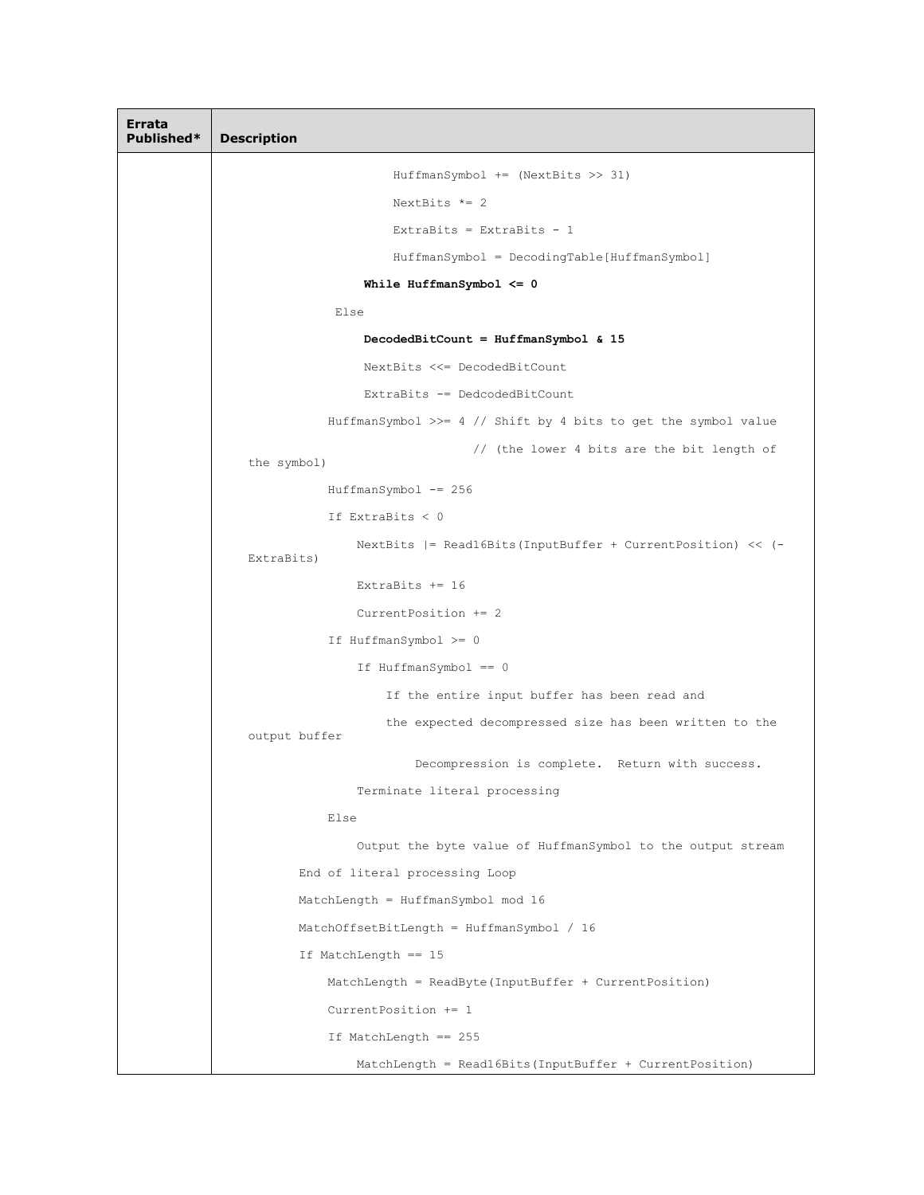| Errata Published* | Description |
| --- | --- |
| | HuffmanSymbol += (NextBits >> 31)<br><br>NextBits *= 2<br><br>ExtraBits = ExtraBits - 1<br><br>HuffmanSymbol = DecodingTable[HuffmanSymbol]<br><br>**While HuffmanSymbol <= 0**<br><br>Else<br><br>**DecodedBitCount = HuffmanSymbol & 15**<br><br>NextBits <<= DecodedBitCount<br><br>ExtraBits -= DedcodedBitCount<br><br>HuffmanSymbol >>= 4 // Shift by 4 bits to get the symbol value<br><br>// (the lower 4 bits are the bit length of the symbol)<br><br>HuffmanSymbol -= 256<br><br>If ExtraBits < 0<br><br>NextBits \|= Read16Bits(InputBuffer + CurrentPosition) << (-ExtraBits)<br><br>ExtraBits += 16<br><br>CurrentPosition += 2<br><br>If HuffmanSymbol >= 0<br><br>If HuffmanSymbol == 0<br><br>If the entire input buffer has been read and<br><br>the expected decompressed size has been written to the output buffer<br><br>Decompression is complete. Return with success.<br><br>Terminate literal processing<br><br>Else<br><br>Output the byte value of HuffmanSymbol to the output stream<br><br>End of literal processing Loop<br><br>MatchLength = HuffmanSymbol mod 16<br><br>MatchOffsetBitLength = HuffmanSymbol / 16<br><br>If MatchLength == 15<br><br>MatchLength = ReadByte(InputBuffer + CurrentPosition)<br><br>CurrentPosition += 1<br><br>If MatchLength == 255<br><br>MatchLength = Read16Bits(InputBuffer + CurrentPosition) |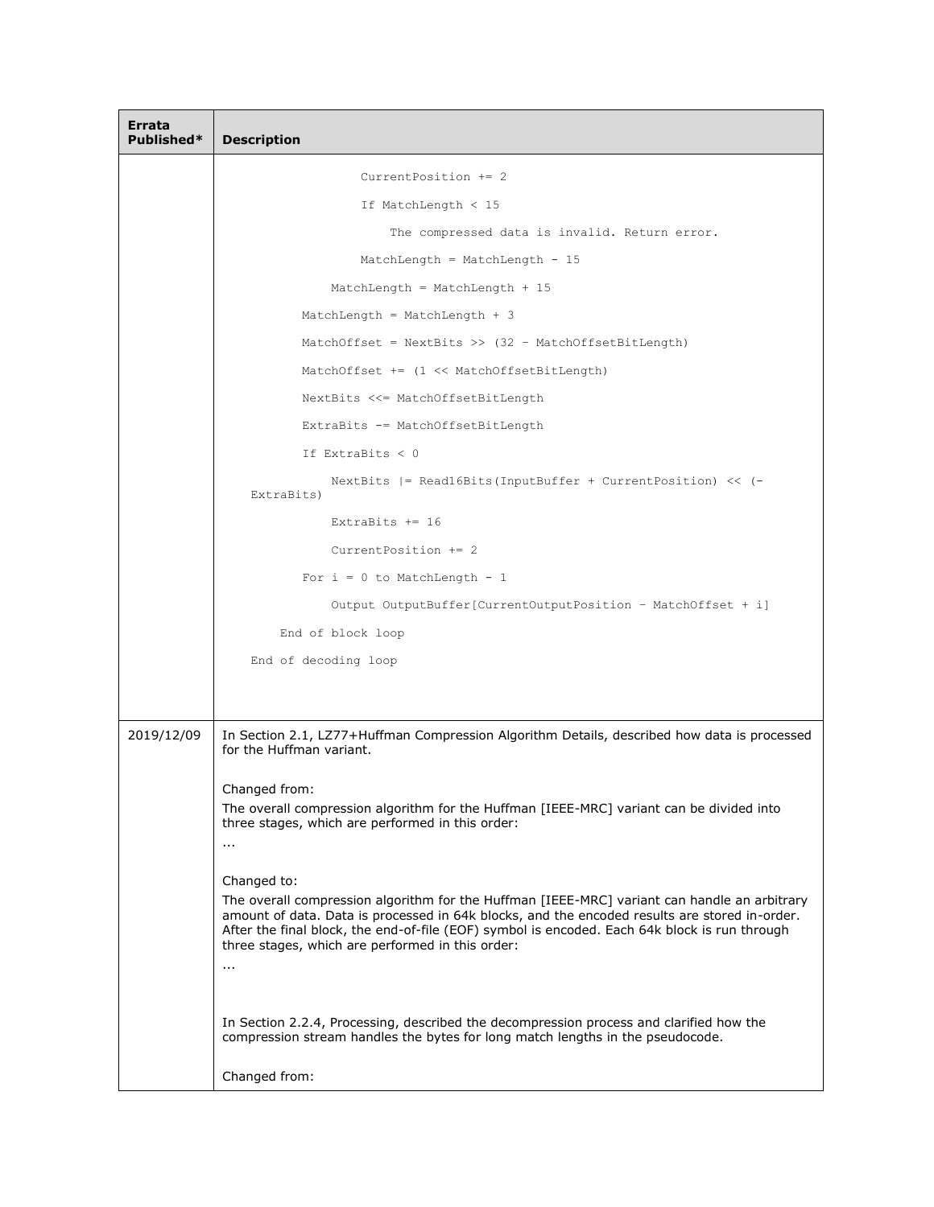| Errata Published* | Description |
| --- | --- |
| | ```<br>                CurrentPosition += 2<br>                If MatchLength < 15<br>                    The compressed data is invalid. Return error.<br>                MatchLength = MatchLength - 15<br>            MatchLength = MatchLength + 15<br>        MatchLength = MatchLength + 3<br>        MatchOffset = NextBits >> (32 – MatchOffsetBitLength)<br>        MatchOffset += (1 << MatchOffsetBitLength)<br>        NextBits <<= MatchOffsetBitLength<br>        ExtraBits -= MatchOffsetBitLength<br>        If ExtraBits < 0<br>            NextBits \|= Read16Bits(InputBuffer + CurrentPosition) << (-ExtraBits)<br>            ExtraBits += 16<br>            CurrentPosition += 2<br>        For i = 0 to MatchLength - 1<br>            Output OutputBuffer[CurrentOutputPosition – MatchOffset + i]<br>    End of block loop<br>End of decoding loop<br>``` |
| 2019/12/09 | In Section 2.1, LZ77+Huffman Compression Algorithm Details, described how data is processed for the Huffman variant.<br><br>Changed from:<br>The overall compression algorithm for the Huffman [IEEE-MRC] variant can be divided into three stages, which are performed in this order:<br>...<br><br>Changed to:<br>The overall compression algorithm for the Huffman [IEEE-MRC] variant can handle an arbitrary amount of data. Data is processed in 64k blocks, and the encoded results are stored in-order. After the final block, the end-of-file (EOF) symbol is encoded. Each 64k block is run through three stages, which are performed in this order:<br>...<br><br>In Section 2.2.4, Processing, described the decompression process and clarified how the compression stream handles the bytes for long match lengths in the pseudocode.<br><br>Changed from: |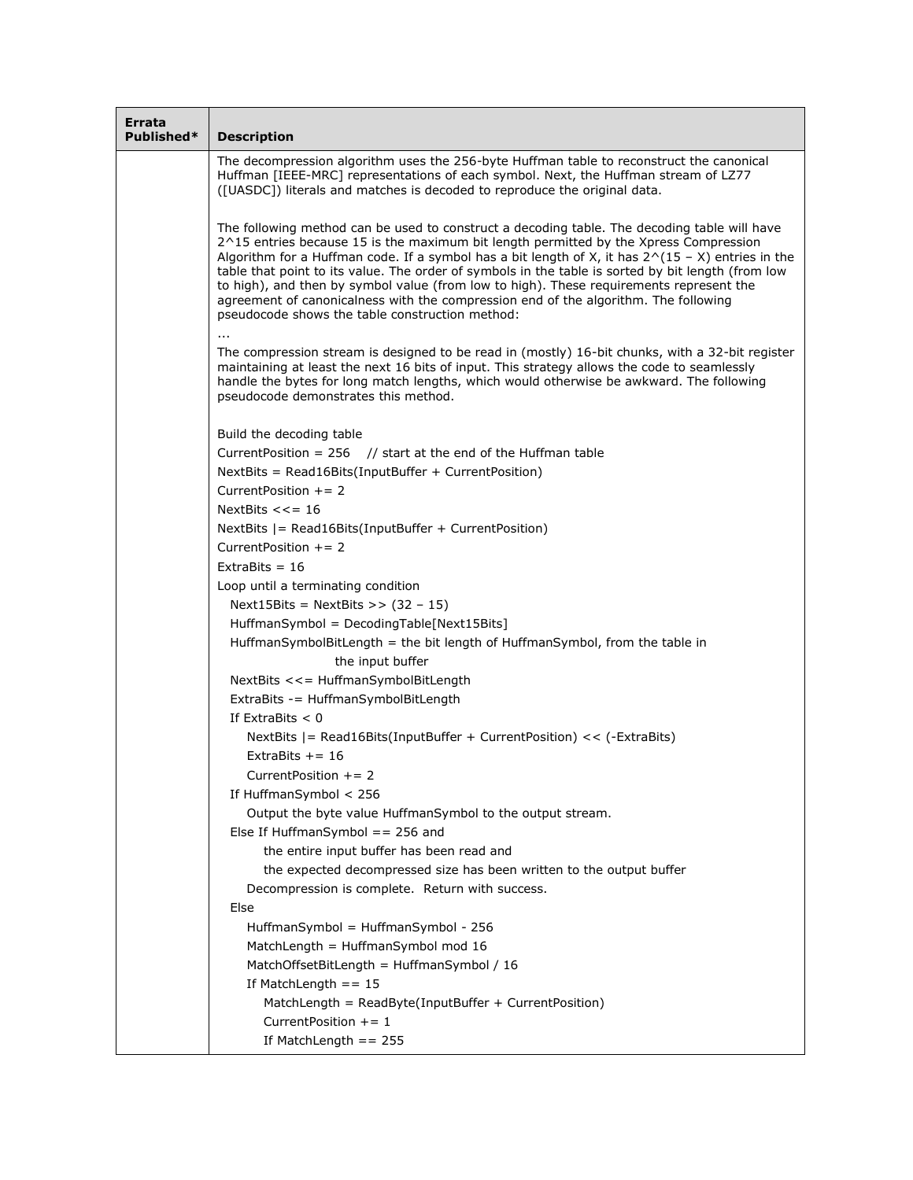| Errata Published* | Description |
| --- | --- |
| | The decompression algorithm uses the 256-byte Huffman table to reconstruct the canonical Huffman [IEEE-MRC] representations of each symbol. Next, the Huffman stream of LZ77 ([UASDC]) literals and matches is decoded to reproduce the original data.<br><br>The following method can be used to construct a decoding table. The decoding table will have 2^15 entries because 15 is the maximum bit length permitted by the Xpress Compression Algorithm for a Huffman code. If a symbol has a bit length of X, it has 2^(15 – X) entries in the table that point to its value. The order of symbols in the table is sorted by bit length (from low to high), and then by symbol value (from low to high). These requirements represent the agreement of canonicalness with the compression end of the algorithm. The following pseudocode shows the table construction method:<br>...<br>The compression stream is designed to be read in (mostly) 16-bit chunks, with a 32-bit register maintaining at least the next 16 bits of input. This strategy allows the code to seamlessly handle the bytes for long match lengths, which would otherwise be awkward. The following pseudocode demonstrates this method.<br><br>Build the decoding table<br>CurrentPosition = 256    // start at the end of the Huffman table<br>NextBits = Read16Bits(InputBuffer + CurrentPosition)<br>CurrentPosition += 2<br>NextBits <<= 16<br>NextBits \|= Read16Bits(InputBuffer + CurrentPosition)<br>CurrentPosition += 2<br>ExtraBits = 16<br>Loop until a terminating condition<br>&nbsp;&nbsp;Next15Bits = NextBits >> (32 – 15)<br>&nbsp;&nbsp;HuffmanSymbol = DecodingTable[Next15Bits]<br>&nbsp;&nbsp;HuffmanSymbolBitLength = the bit length of HuffmanSymbol, from the table in<br>&nbsp;&nbsp;&nbsp;&nbsp;&nbsp;&nbsp;&nbsp;&nbsp;&nbsp;&nbsp;&nbsp;&nbsp;the input buffer<br>&nbsp;&nbsp;NextBits <<= HuffmanSymbolBitLength<br>&nbsp;&nbsp;ExtraBits -= HuffmanSymbolBitLength<br>&nbsp;&nbsp;If ExtraBits < 0<br>&nbsp;&nbsp;&nbsp;&nbsp;NextBits \|= Read16Bits(InputBuffer + CurrentPosition) << (-ExtraBits)<br>&nbsp;&nbsp;&nbsp;&nbsp;ExtraBits += 16<br>&nbsp;&nbsp;&nbsp;&nbsp;CurrentPosition += 2<br>&nbsp;&nbsp;If HuffmanSymbol < 256<br>&nbsp;&nbsp;&nbsp;&nbsp;Output the byte value HuffmanSymbol to the output stream.<br>&nbsp;&nbsp;Else If HuffmanSymbol == 256 and<br>&nbsp;&nbsp;&nbsp;&nbsp;&nbsp;&nbsp;the entire input buffer has been read and<br>&nbsp;&nbsp;&nbsp;&nbsp;&nbsp;&nbsp;the expected decompressed size has been written to the output buffer<br>&nbsp;&nbsp;&nbsp;&nbsp;Decompression is complete.  Return with success.<br>&nbsp;&nbsp;Else<br>&nbsp;&nbsp;&nbsp;&nbsp;HuffmanSymbol = HuffmanSymbol - 256<br>&nbsp;&nbsp;&nbsp;&nbsp;MatchLength = HuffmanSymbol mod 16<br>&nbsp;&nbsp;&nbsp;&nbsp;MatchOffsetBitLength = HuffmanSymbol / 16<br>&nbsp;&nbsp;&nbsp;&nbsp;If MatchLength == 15<br>&nbsp;&nbsp;&nbsp;&nbsp;&nbsp;&nbsp;MatchLength = ReadByte(InputBuffer + CurrentPosition)<br>&nbsp;&nbsp;&nbsp;&nbsp;&nbsp;&nbsp;CurrentPosition += 1<br>&nbsp;&nbsp;&nbsp;&nbsp;&nbsp;&nbsp;If MatchLength == 255 |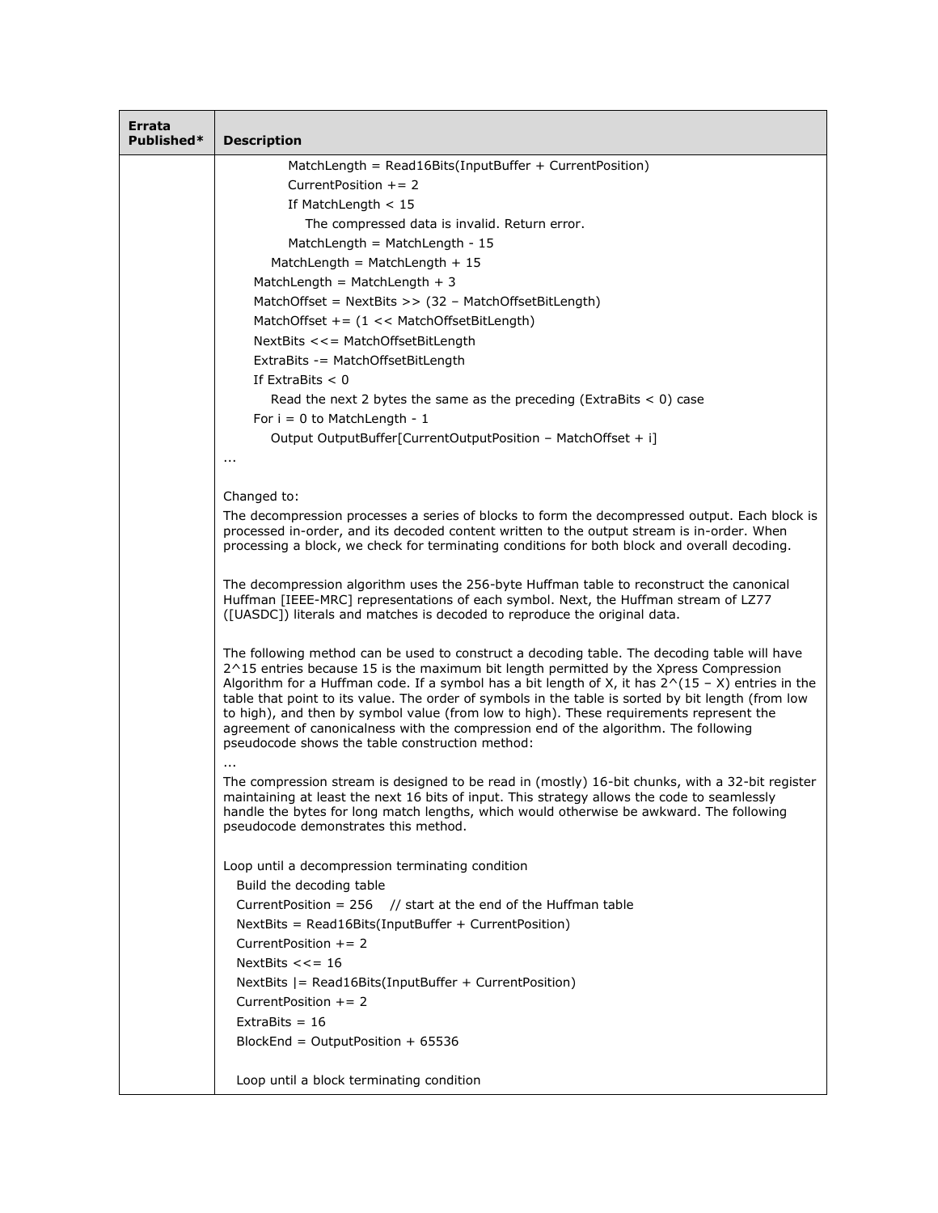| Errata Published* | Description |
|---|---|
| | MatchLength = Read16Bits(InputBuffer + CurrentPosition)<br>CurrentPosition += 2<br>If MatchLength < 15<br>The compressed data is invalid. Return error.<br>MatchLength = MatchLength - 15<br>MatchLength = MatchLength + 15<br>MatchLength = MatchLength + 3<br>MatchOffset = NextBits >> (32 – MatchOffsetBitLength)<br>MatchOffset += (1 << MatchOffsetBitLength)<br>NextBits <<= MatchOffsetBitLength<br>ExtraBits -= MatchOffsetBitLength<br>If ExtraBits < 0<br>Read the next 2 bytes the same as the preceding (ExtraBits < 0) case<br>For i = 0 to MatchLength - 1<br>Output OutputBuffer[CurrentOutputPosition – MatchOffset + i]<br>...<br><br>Changed to:<br>The decompression processes a series of blocks to form the decompressed output. Each block is processed in-order, and its decoded content written to the output stream is in-order. When processing a block, we check for terminating conditions for both block and overall decoding.<br><br>The decompression algorithm uses the 256-byte Huffman table to reconstruct the canonical Huffman [IEEE-MRC] representations of each symbol. Next, the Huffman stream of LZ77 ([UASDC]) literals and matches is decoded to reproduce the original data.<br><br>The following method can be used to construct a decoding table. The decoding table will have 2^15 entries because 15 is the maximum bit length permitted by the Xpress Compression Algorithm for a Huffman code. If a symbol has a bit length of X, it has 2^(15 – X) entries in the table that point to its value. The order of symbols in the table is sorted by bit length (from low to high), and then by symbol value (from low to high). These requirements represent the agreement of canonicalness with the compression end of the algorithm. The following pseudocode shows the table construction method:<br>...<br>The compression stream is designed to be read in (mostly) 16-bit chunks, with a 32-bit register maintaining at least the next 16 bits of input. This strategy allows the code to seamlessly handle the bytes for long match lengths, which would otherwise be awkward. The following pseudocode demonstrates this method.<br><br>Loop until a decompression terminating condition<br>Build the decoding table<br>CurrentPosition = 256 // start at the end of the Huffman table<br>NextBits = Read16Bits(InputBuffer + CurrentPosition)<br>CurrentPosition += 2<br>NextBits <<= 16<br>NextBits \|= Read16Bits(InputBuffer + CurrentPosition)<br>CurrentPosition += 2<br>ExtraBits = 16<br>BlockEnd = OutputPosition + 65536<br><br>Loop until a block terminating condition |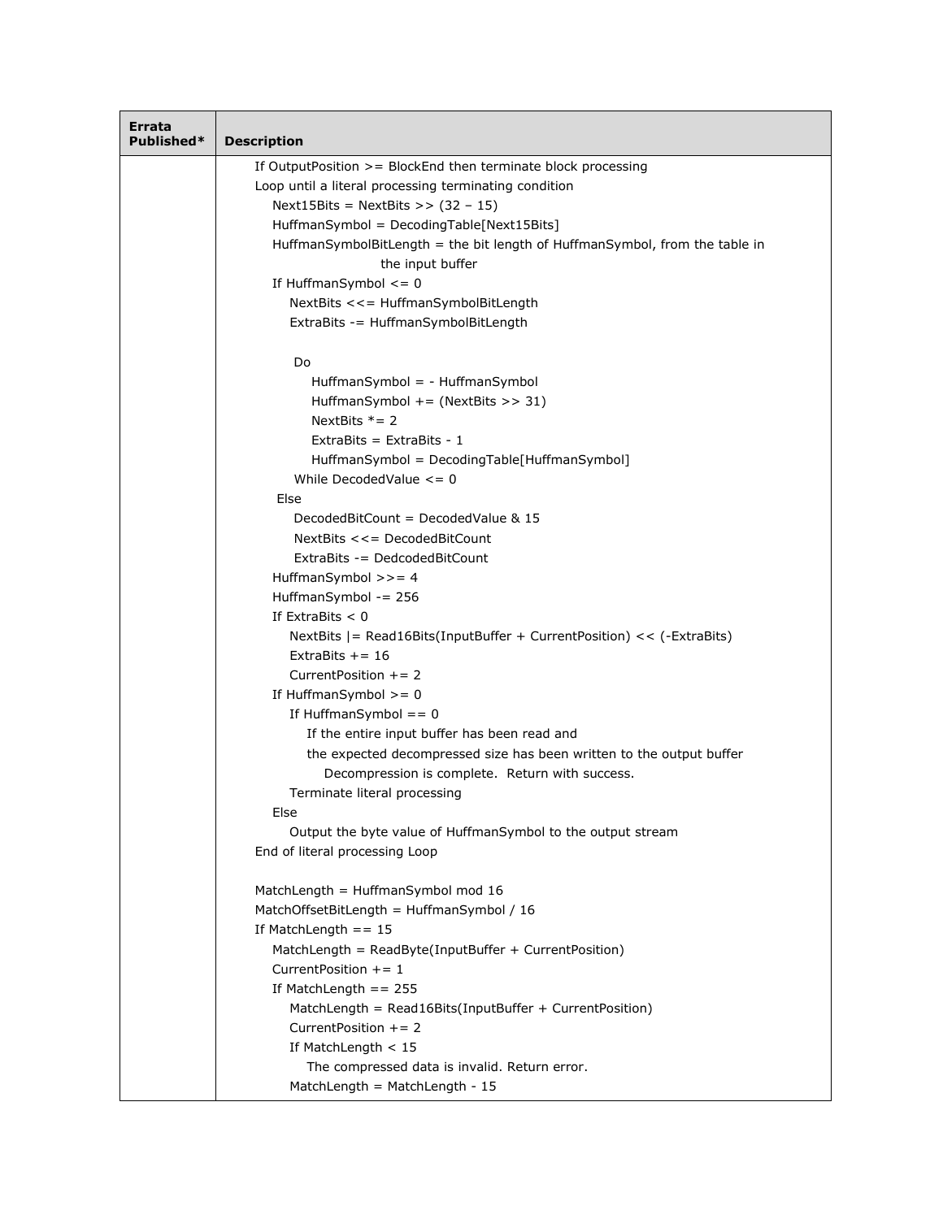| Errata Published* | Description |
| --- | --- |
| | If OutputPosition >= BlockEnd then terminate block processing<br>Loop until a literal processing terminating condition<br>&nbsp;&nbsp;&nbsp;&nbsp;Next15Bits = NextBits >> (32 – 15)<br>&nbsp;&nbsp;&nbsp;&nbsp;HuffmanSymbol = DecodingTable[Next15Bits]<br>&nbsp;&nbsp;&nbsp;&nbsp;HuffmanSymbolBitLength = the bit length of HuffmanSymbol, from the table in the input buffer<br>&nbsp;&nbsp;&nbsp;&nbsp;If HuffmanSymbol <= 0<br>&nbsp;&nbsp;&nbsp;&nbsp;&nbsp;&nbsp;&nbsp;&nbsp;NextBits <<= HuffmanSymbolBitLength<br>&nbsp;&nbsp;&nbsp;&nbsp;&nbsp;&nbsp;&nbsp;&nbsp;ExtraBits -= HuffmanSymbolBitLength<br><br>&nbsp;&nbsp;&nbsp;&nbsp;&nbsp;&nbsp;&nbsp;&nbsp;Do<br>&nbsp;&nbsp;&nbsp;&nbsp;&nbsp;&nbsp;&nbsp;&nbsp;&nbsp;&nbsp;&nbsp;&nbsp;HuffmanSymbol = - HuffmanSymbol<br>&nbsp;&nbsp;&nbsp;&nbsp;&nbsp;&nbsp;&nbsp;&nbsp;&nbsp;&nbsp;&nbsp;&nbsp;HuffmanSymbol += (NextBits >> 31)<br>&nbsp;&nbsp;&nbsp;&nbsp;&nbsp;&nbsp;&nbsp;&nbsp;&nbsp;&nbsp;&nbsp;&nbsp;NextBits *= 2<br>&nbsp;&nbsp;&nbsp;&nbsp;&nbsp;&nbsp;&nbsp;&nbsp;&nbsp;&nbsp;&nbsp;&nbsp;ExtraBits = ExtraBits - 1<br>&nbsp;&nbsp;&nbsp;&nbsp;&nbsp;&nbsp;&nbsp;&nbsp;&nbsp;&nbsp;&nbsp;&nbsp;HuffmanSymbol = DecodingTable[HuffmanSymbol]<br>&nbsp;&nbsp;&nbsp;&nbsp;&nbsp;&nbsp;&nbsp;&nbsp;While DecodedValue <= 0<br>&nbsp;&nbsp;&nbsp;&nbsp;Else<br>&nbsp;&nbsp;&nbsp;&nbsp;&nbsp;&nbsp;&nbsp;&nbsp;DecodedBitCount = DecodedValue & 15<br>&nbsp;&nbsp;&nbsp;&nbsp;&nbsp;&nbsp;&nbsp;&nbsp;NextBits <<= DecodedBitCount<br>&nbsp;&nbsp;&nbsp;&nbsp;&nbsp;&nbsp;&nbsp;&nbsp;ExtraBits -= DedcodedBitCount<br>&nbsp;&nbsp;&nbsp;&nbsp;HuffmanSymbol >>= 4<br>&nbsp;&nbsp;&nbsp;&nbsp;HuffmanSymbol -= 256<br>&nbsp;&nbsp;&nbsp;&nbsp;If ExtraBits < 0<br>&nbsp;&nbsp;&nbsp;&nbsp;&nbsp;&nbsp;&nbsp;&nbsp;NextBits \|= Read16Bits(InputBuffer + CurrentPosition) << (-ExtraBits)<br>&nbsp;&nbsp;&nbsp;&nbsp;&nbsp;&nbsp;&nbsp;&nbsp;ExtraBits += 16<br>&nbsp;&nbsp;&nbsp;&nbsp;&nbsp;&nbsp;&nbsp;&nbsp;CurrentPosition += 2<br>&nbsp;&nbsp;&nbsp;&nbsp;If HuffmanSymbol >= 0<br>&nbsp;&nbsp;&nbsp;&nbsp;&nbsp;&nbsp;&nbsp;&nbsp;If HuffmanSymbol == 0<br>&nbsp;&nbsp;&nbsp;&nbsp;&nbsp;&nbsp;&nbsp;&nbsp;&nbsp;&nbsp;&nbsp;&nbsp;If the entire input buffer has been read and<br>&nbsp;&nbsp;&nbsp;&nbsp;&nbsp;&nbsp;&nbsp;&nbsp;&nbsp;&nbsp;&nbsp;&nbsp;the expected decompressed size has been written to the output buffer<br>&nbsp;&nbsp;&nbsp;&nbsp;&nbsp;&nbsp;&nbsp;&nbsp;&nbsp;&nbsp;&nbsp;&nbsp;&nbsp;&nbsp;&nbsp;&nbsp;Decompression is complete. Return with success.<br>&nbsp;&nbsp;&nbsp;&nbsp;&nbsp;&nbsp;&nbsp;&nbsp;Terminate literal processing<br>&nbsp;&nbsp;&nbsp;&nbsp;Else<br>&nbsp;&nbsp;&nbsp;&nbsp;&nbsp;&nbsp;&nbsp;&nbsp;Output the byte value of HuffmanSymbol to the output stream<br>End of literal processing Loop<br><br>MatchLength = HuffmanSymbol mod 16<br>MatchOffsetBitLength = HuffmanSymbol / 16<br>If MatchLength == 15<br>&nbsp;&nbsp;&nbsp;&nbsp;MatchLength = ReadByte(InputBuffer + CurrentPosition)<br>&nbsp;&nbsp;&nbsp;&nbsp;CurrentPosition += 1<br>&nbsp;&nbsp;&nbsp;&nbsp;If MatchLength == 255<br>&nbsp;&nbsp;&nbsp;&nbsp;&nbsp;&nbsp;&nbsp;&nbsp;MatchLength = Read16Bits(InputBuffer + CurrentPosition)<br>&nbsp;&nbsp;&nbsp;&nbsp;&nbsp;&nbsp;&nbsp;&nbsp;CurrentPosition += 2<br>&nbsp;&nbsp;&nbsp;&nbsp;&nbsp;&nbsp;&nbsp;&nbsp;If MatchLength < 15<br>&nbsp;&nbsp;&nbsp;&nbsp;&nbsp;&nbsp;&nbsp;&nbsp;&nbsp;&nbsp;&nbsp;&nbsp;The compressed data is invalid. Return error.<br>&nbsp;&nbsp;&nbsp;&nbsp;&nbsp;&nbsp;&nbsp;&nbsp;MatchLength = MatchLength - 15 |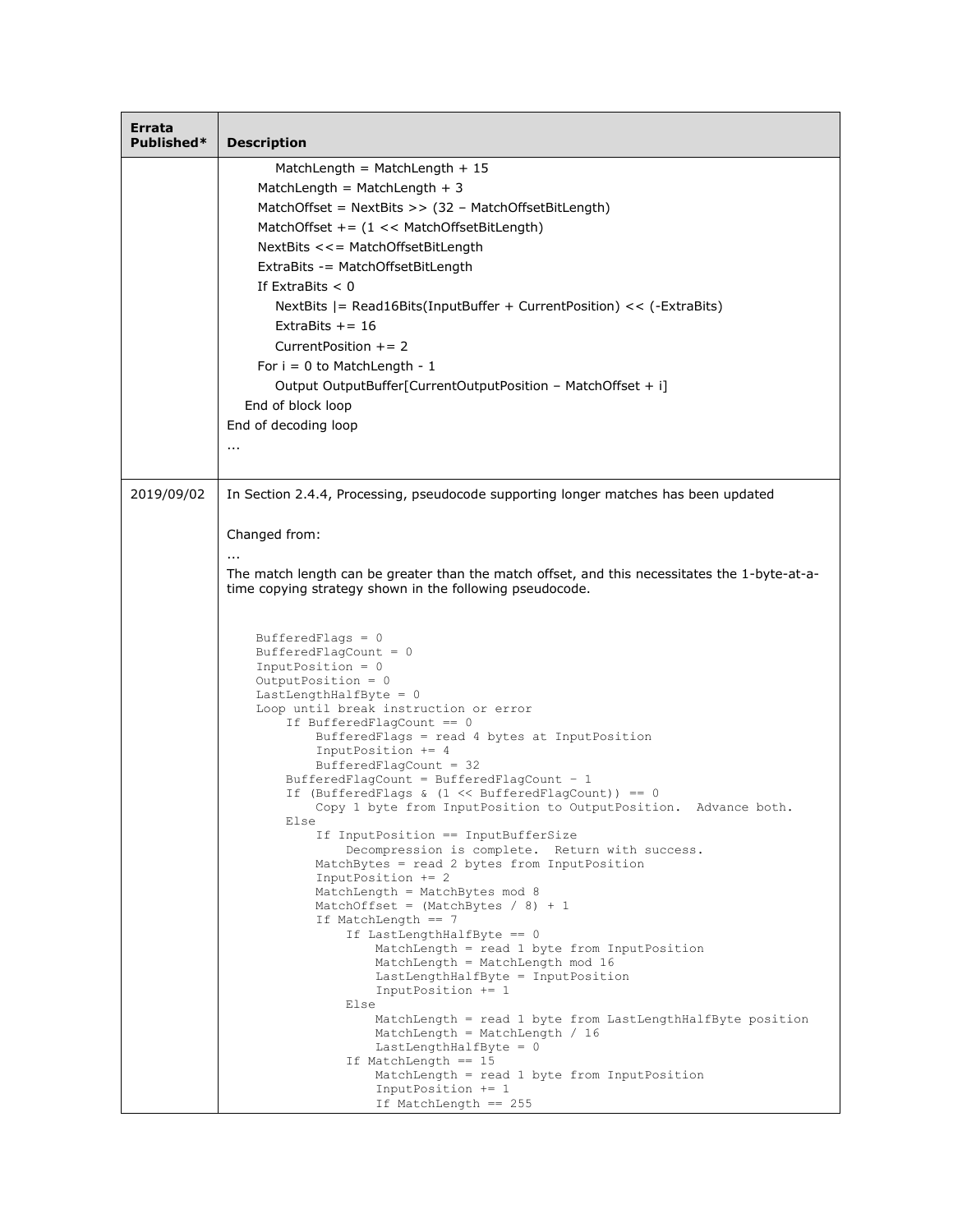| Errata Published* | Description |
| --- | --- |
|  | MatchLength = MatchLength + 15<br>MatchLength = MatchLength + 3<br>MatchOffset = NextBits >> (32 – MatchOffsetBitLength)<br>MatchOffset += (1 << MatchOffsetBitLength)<br>NextBits <<= MatchOffsetBitLength<br>ExtraBits -= MatchOffsetBitLength<br>If ExtraBits < 0<br>NextBits \|= Read16Bits(InputBuffer + CurrentPosition) << (-ExtraBits)<br>ExtraBits += 16<br>CurrentPosition += 2<br>For i = 0 to MatchLength - 1<br>Output OutputBuffer[CurrentOutputPosition – MatchOffset + i]<br>End of block loop<br>End of decoding loop<br>... |
| 2019/09/02 | In Section 2.4.4, Processing, pseudocode supporting longer matches has been updated<br><br>Changed from:<br>...<br>The match length can be greater than the match offset, and this necessitates the 1-byte-at-a-time copying strategy shown in the following pseudocode. |

```
    BufferedFlags = 0
    BufferedFlagCount = 0
    InputPosition = 0
    OutputPosition = 0
    LastLengthHalfByte = 0
    Loop until break instruction or error
        If BufferedFlagCount == 0
            BufferedFlags = read 4 bytes at InputPosition
            InputPosition += 4
            BufferedFlagCount = 32
        BufferedFlagCount = BufferedFlagCount - 1
        If (BufferedFlags & (1 << BufferedFlagCount)) == 0
            Copy 1 byte from InputPosition to OutputPosition.  Advance both.
        Else
            If InputPosition == InputBufferSize
                Decompression is complete.  Return with success.
            MatchBytes = read 2 bytes from InputPosition
            InputPosition += 2
            MatchLength = MatchBytes mod 8
            MatchOffset = (MatchBytes / 8) + 1
            If MatchLength == 7
                If LastLengthHalfByte == 0
                    MatchLength = read 1 byte from InputPosition
                    MatchLength = MatchLength mod 16
                    LastLengthHalfByte = InputPosition
                    InputPosition += 1
                Else
                    MatchLength = read 1 byte from LastLengthHalfByte position
                    MatchLength = MatchLength / 16
                    LastLengthHalfByte = 0
                If MatchLength == 15
                    MatchLength = read 1 byte from InputPosition
                    InputPosition += 1
                    If MatchLength == 255
```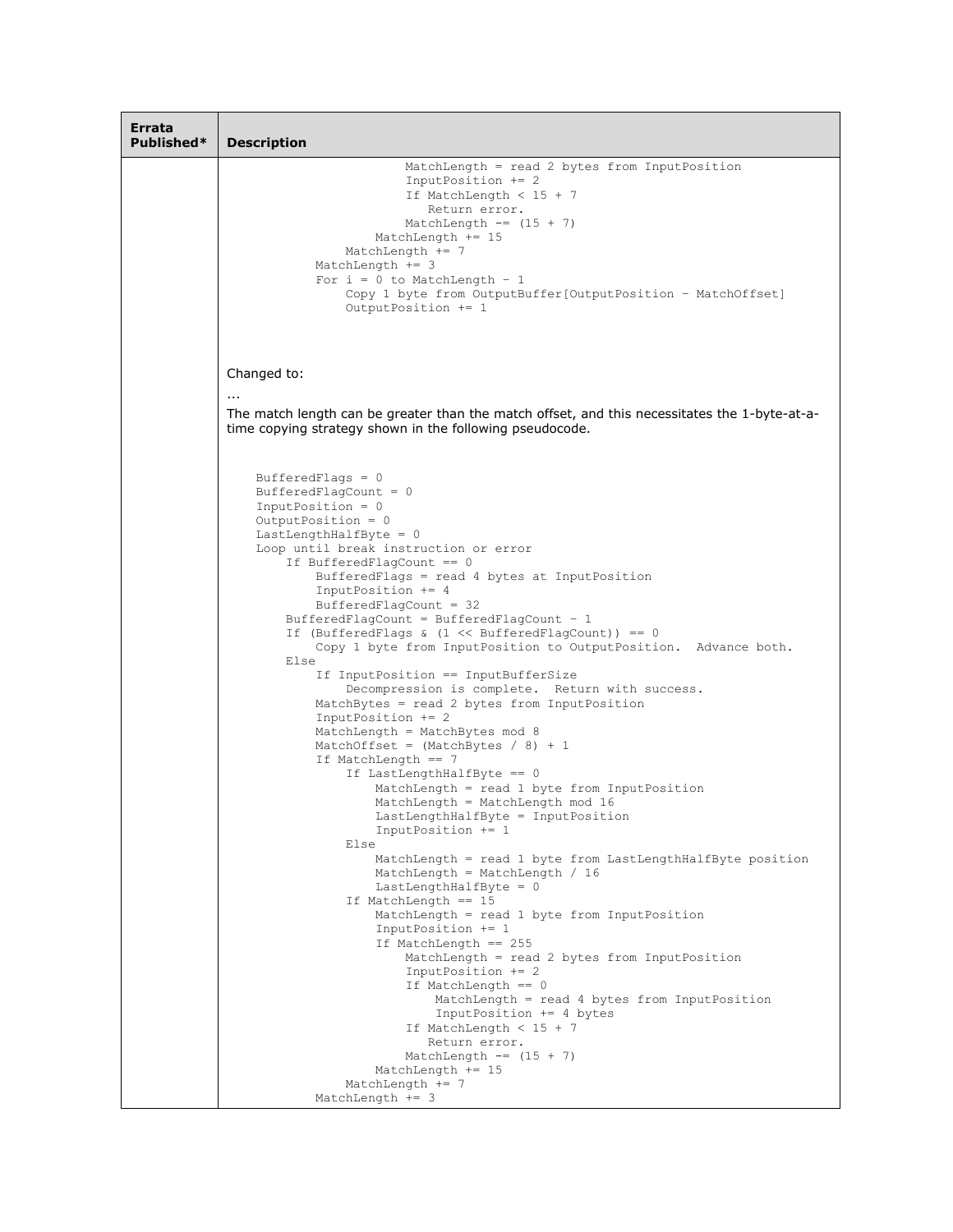| Errata Published* | Description |
|---|---|
| | (continued below) |

```
                        MatchLength = read 2 bytes from InputPosition
                        InputPosition += 2
                        If MatchLength < 15 + 7
                           Return error.
                        MatchLength -= (15 + 7)
                    MatchLength += 15
                MatchLength += 7
            MatchLength += 3
            For i = 0 to MatchLength - 1
                Copy 1 byte from OutputBuffer[OutputPosition - MatchOffset]
                OutputPosition += 1
```

Changed to:

...

The match length can be greater than the match offset, and this necessitates the 1-byte-at-a-time copying strategy shown in the following pseudocode.

```
    BufferedFlags = 0
    BufferedFlagCount = 0
    InputPosition = 0
    OutputPosition = 0
    LastLengthHalfByte = 0
    Loop until break instruction or error
        If BufferedFlagCount == 0
            BufferedFlags = read 4 bytes at InputPosition
            InputPosition += 4
            BufferedFlagCount = 32
        BufferedFlagCount = BufferedFlagCount - 1
        If (BufferedFlags & (1 << BufferedFlagCount)) == 0
            Copy 1 byte from InputPosition to OutputPosition.  Advance both.
        Else
            If InputPosition == InputBufferSize
                Decompression is complete.  Return with success.
            MatchBytes = read 2 bytes from InputPosition
            InputPosition += 2
            MatchLength = MatchBytes mod 8
            MatchOffset = (MatchBytes / 8) + 1
            If MatchLength == 7
                If LastLengthHalfByte == 0
                    MatchLength = read 1 byte from InputPosition
                    MatchLength = MatchLength mod 16
                    LastLengthHalfByte = InputPosition
                    InputPosition += 1
                Else
                    MatchLength = read 1 byte from LastLengthHalfByte position
                    MatchLength = MatchLength / 16
                    LastLengthHalfByte = 0
                If MatchLength == 15
                    MatchLength = read 1 byte from InputPosition
                    InputPosition += 1
                    If MatchLength == 255
                        MatchLength = read 2 bytes from InputPosition
                        InputPosition += 2
                        If MatchLength == 0
                            MatchLength = read 4 bytes from InputPosition
                            InputPosition += 4 bytes
                        If MatchLength < 15 + 7
                           Return error.
                        MatchLength -= (15 + 7)
                    MatchLength += 15
                MatchLength += 7
            MatchLength += 3
```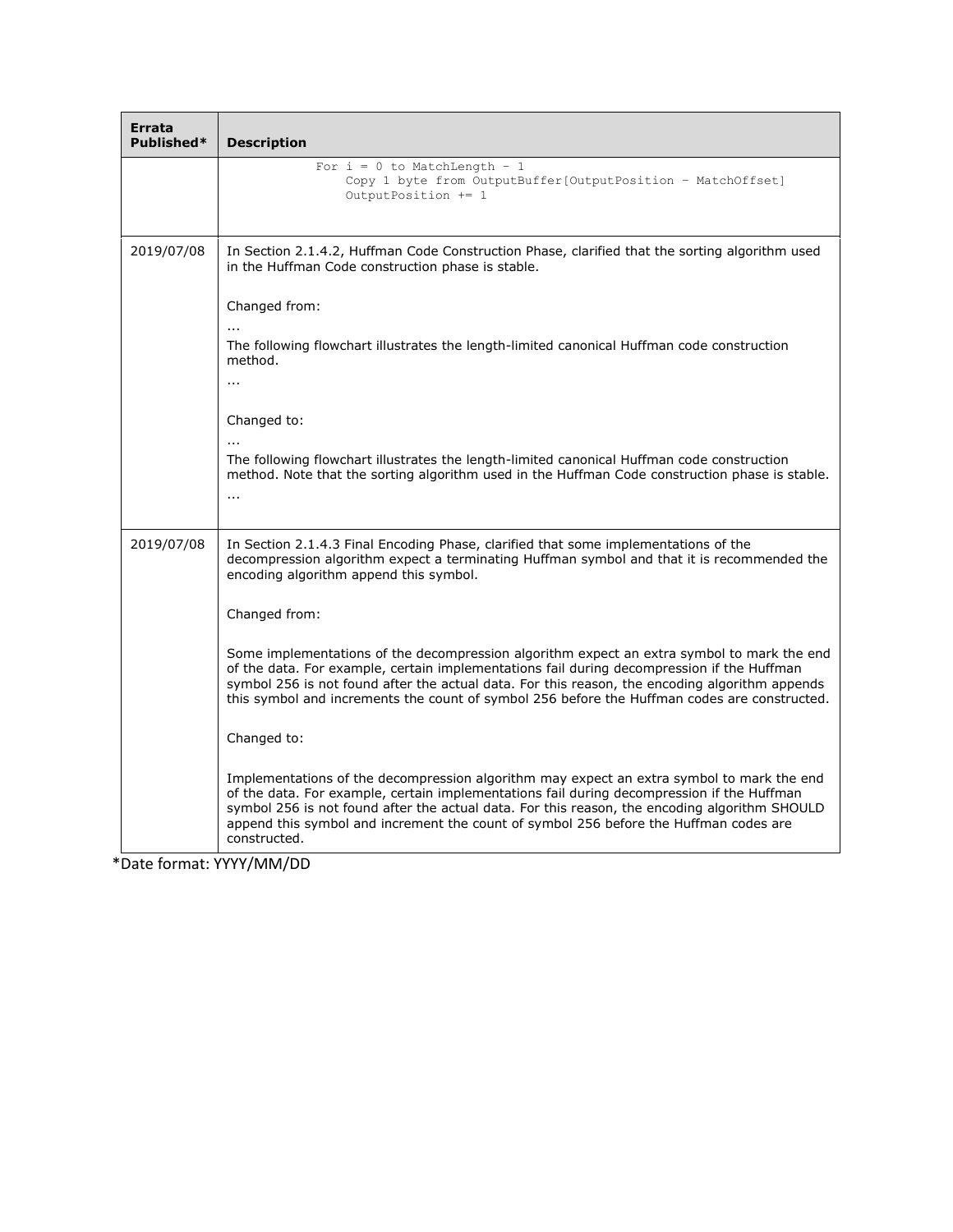| Errata Published* | Description |
|---|---|
| | `For i = 0 to MatchLength - 1`<br>`    Copy 1 byte from OutputBuffer[OutputPosition - MatchOffset]`<br>`    OutputPosition += 1` |
| 2019/07/08 | In Section 2.1.4.2, Huffman Code Construction Phase, clarified that the sorting algorithm used in the Huffman Code construction phase is stable.<br><br>Changed from:<br><br>...<br><br>The following flowchart illustrates the length-limited canonical Huffman code construction method.<br><br>...<br><br>Changed to:<br><br>...<br><br>The following flowchart illustrates the length-limited canonical Huffman code construction method. Note that the sorting algorithm used in the Huffman Code construction phase is stable.<br><br>... |
| 2019/07/08 | In Section 2.1.4.3 Final Encoding Phase, clarified that some implementations of the decompression algorithm expect a terminating Huffman symbol and that it is recommended the encoding algorithm append this symbol.<br><br>Changed from:<br><br>Some implementations of the decompression algorithm expect an extra symbol to mark the end of the data. For example, certain implementations fail during decompression if the Huffman symbol 256 is not found after the actual data. For this reason, the encoding algorithm appends this symbol and increments the count of symbol 256 before the Huffman codes are constructed.<br><br>Changed to:<br><br>Implementations of the decompression algorithm may expect an extra symbol to mark the end of the data. For example, certain implementations fail during decompression if the Huffman symbol 256 is not found after the actual data. For this reason, the encoding algorithm SHOULD append this symbol and increment the count of symbol 256 before the Huffman codes are constructed. |

*Date format: YYYY/MM/DD